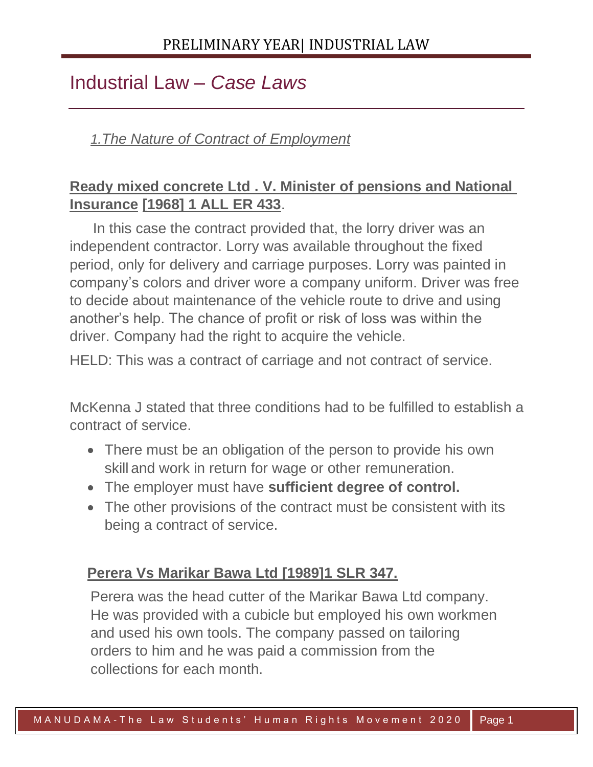# Industrial Law – *Case Laws*

## *1.The Nature of Contract of Employment*

### Ready mixed concrete Ltd . V. Minister of pensions and National Insurance [1968] 1 ALL ER 433.

In this case the contract provided that, the lorry driver was an independent contractor. Lorry was available throughout the fixed period, only for delivery and carriage purposes. Lorry was painted in company's colors and driver wore a company uniform. Driver was free to decide about maintenance of the vehicle route to drive and using another's help. The chance of profit or risk of loss was within the driver. Company had the right to acquire the vehicle.

HELD: This was a contract of carriage and not contract of service.

McKenna J stated that three conditions had to be fulfilled to establish a contract of service.

- There must be an obligation of the person to provide his own skill and work in return for wage or other remuneration.
- The employer must have **sufficient degree of control.**
- The other provisions of the contract must be consistent with its being a contract of service.

### Perera Vs Marikar Bawa Ltd [1989]1 SLR 347.

Perera was the head cutter of the Marikar Bawa Ltd company. He was provided with a cubicle but employed his own workmen and used his own tools. The company passed on tailoring orders to him and he was paid a commission from the collections for each month.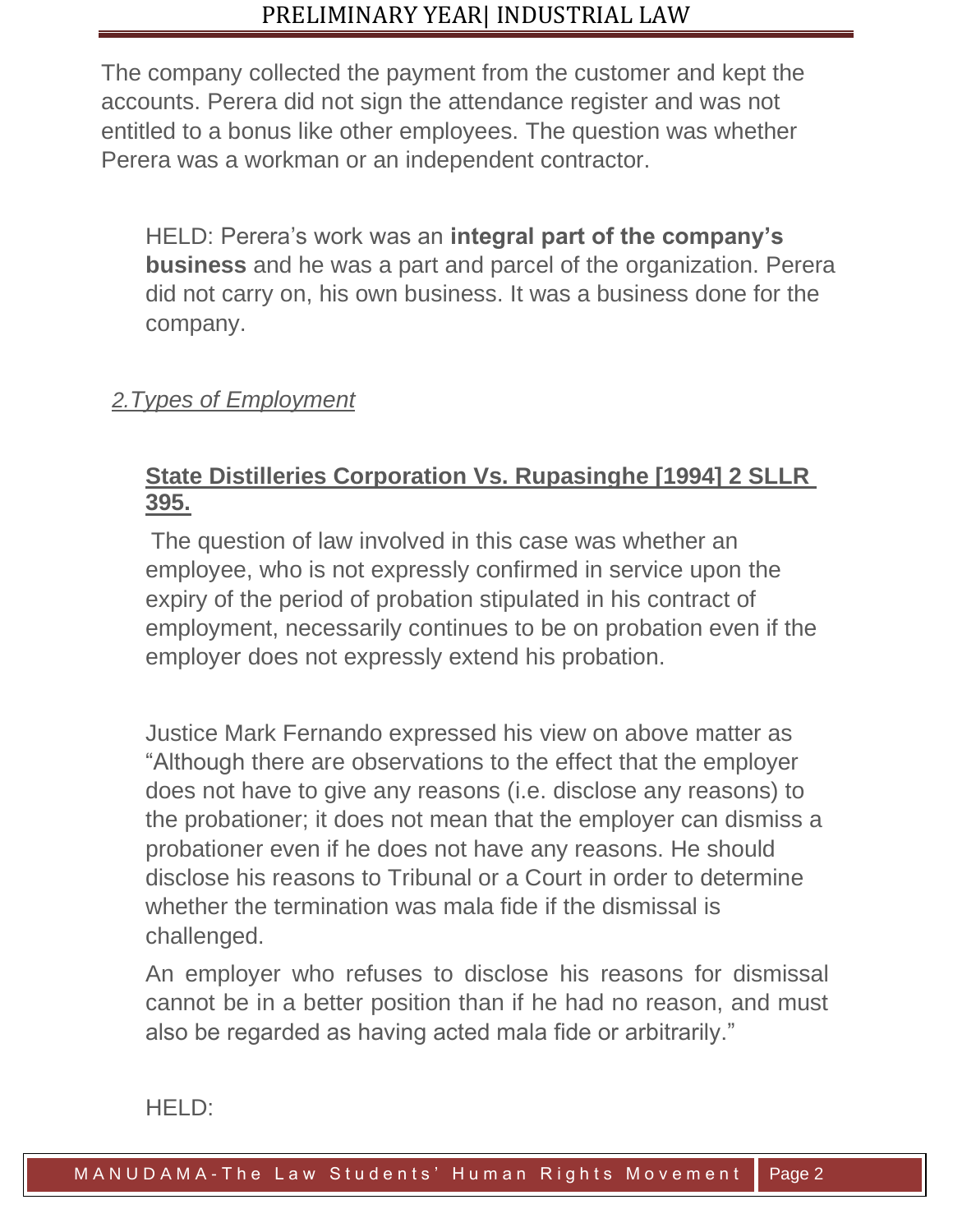The company collected the payment from the customer and kept the accounts. Perera did not sign the attendance register and was not entitled to a bonus like other employees. The question was whether Perera was a workman or an independent contractor.

HELD: Perera's work was an **integral part of the company's business** and he was a part and parcel of the organization. Perera did not carry on, his own business. It was a business done for the company.

## *2.Types of Employment*

### **State Distilleries Corporation Vs. Rupasinghe [1994] 2 SLLR 395.**

The question of law involved in this case was whether an employee, who is not expressly confirmed in service upon the expiry of the period of probation stipulated in his contract of employment, necessarily continues to be on probation even if the employer does not expressly extend his probation.

Justice Mark Fernando expressed his view on above matter as "Although there are observations to the effect that the employer does not have to give any reasons (i.e. disclose any reasons) to the probationer; it does not mean that the employer can dismiss a probationer even if he does not have any reasons. He should disclose his reasons to Tribunal or a Court in order to determine whether the termination was mala fide if the dismissal is challenged.

An employer who refuses to disclose his reasons for dismissal cannot be in a better position than if he had no reason, and must also be regarded as having acted mala fide or arbitrarily."

HELD: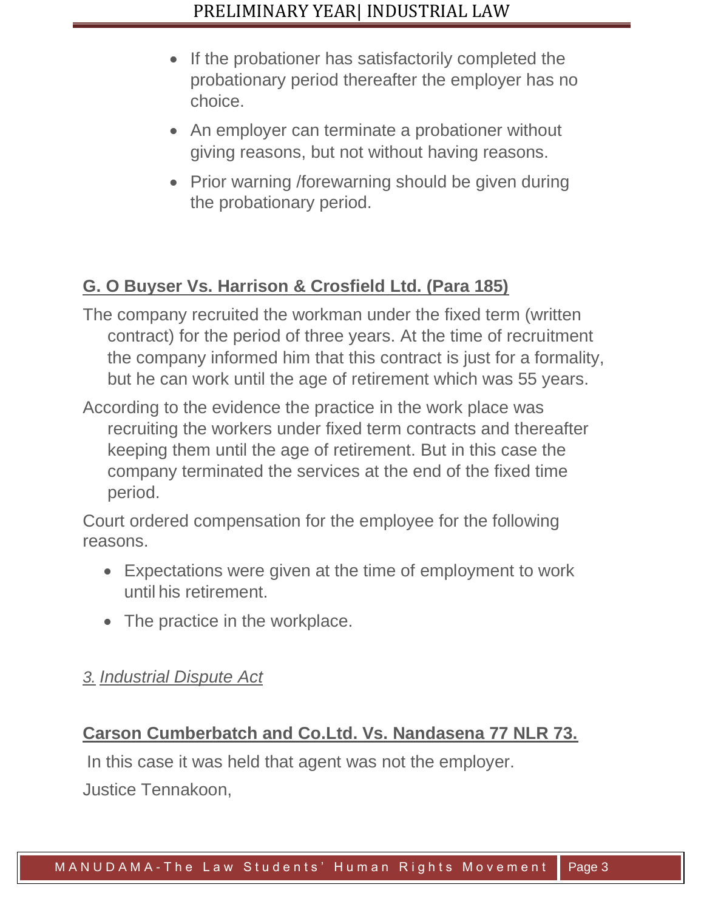- If the probationer has satisfactorily completed the probationary period thereafter the employer has no choice.
- An employer can terminate a probationer without giving reasons, but not without having reasons.
- Prior warning /forewarning should be given during the probationary period.

**G. O Buyser Vs. Harrison & Crosfield Ltd. (Para 185)**

The company recruited the workman under the fixed term (written contract) for the period of three years. At the time of recruitment the company informed him that this contract is just for a formality, but he can work until the age of retirement which was 55 years.

According to the evidence the practice in the work place was recruiting the workers under fixed term contracts and thereafter keeping them until the age of retirement. But in this case the company terminated the services at the end of the fixed time period.

Court ordered compensation for the employee for the following reasons.

- Expectations were given at the time of employment to work until his retirement.
- The practice in the workplace.

*3. Industrial Dispute Act*

**Carson Cumberbatch and Co.Ltd. Vs. Nandasena 77 NLR 73.**

In this case it was held that agent was not the employer.

Justice Tennakoon,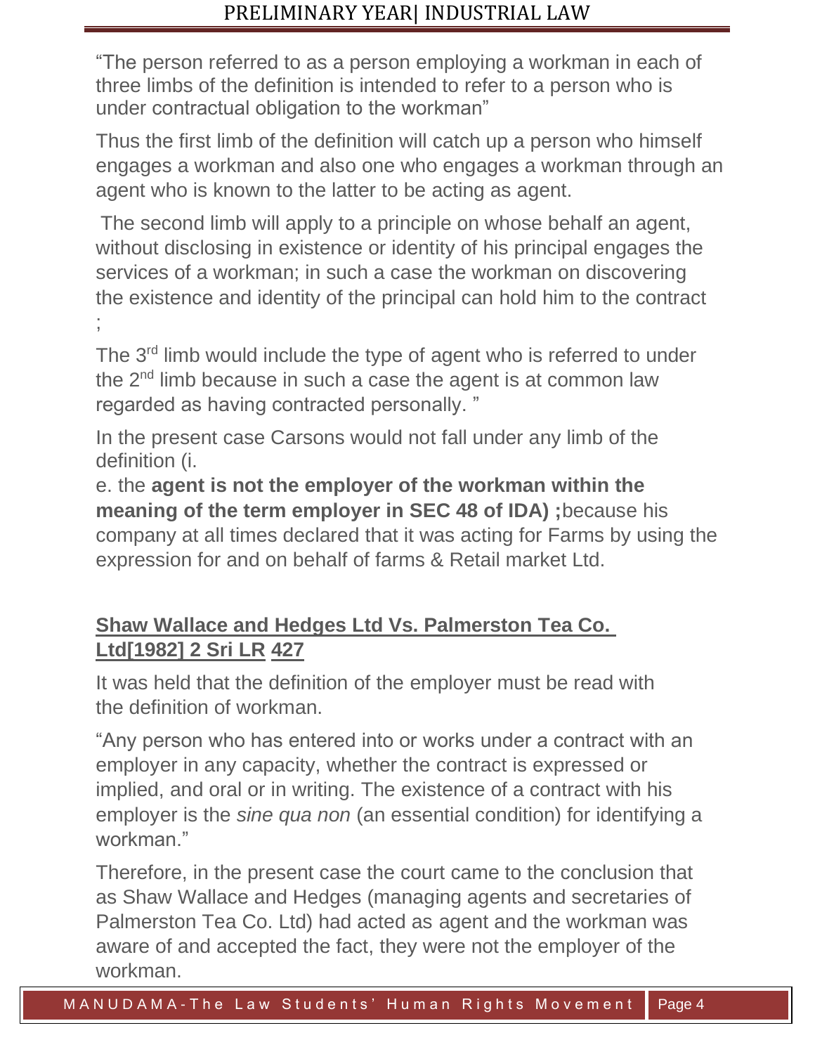"The person referred to as a person employing a workman in each of three limbs of the definition is intended to refer to a person who is under contractual obligation to the workman"

Thus the first limb of the definition will catch up a person who himself engages a workman and also one who engages a workman through an agent who is known to the latter to be acting as agent.

The second limb will apply to a principle on whose behalf an agent, without disclosing in existence or identity of his principal engages the services of a workman; in such a case the workman on discovering the existence and identity of the principal can hold him to the contract ;

The 3rd limb would include the type of agent who is referred to under the 2nd limb because in such a case the agent is at common law regarded as having contracted personally. "

In the present case Carsons would not fall under any limb of the definition (i.
e. the **agent is not the employer of the workman within the meaning of the term employer in SEC 48 of IDA) ;**because his company at all times declared that it was acting for Farms by using the expression for and on behalf of farms & Retail market Ltd.

**Shaw Wallace and Hedges Ltd Vs. Palmerston Tea Co. Ltd[1982] 2 Sri LR 427**

It was held that the definition of the employer must be read with the definition of workman.

"Any person who has entered into or works under a contract with an employer in any capacity, whether the contract is expressed or implied, and oral or in writing. The existence of a contract with his employer is the *sine qua non* (an essential condition) for identifying a workman."

Therefore, in the present case the court came to the conclusion that as Shaw Wallace and Hedges (managing agents and secretaries of Palmerston Tea Co. Ltd) had acted as agent and the workman was aware of and accepted the fact, they were not the employer of the workman.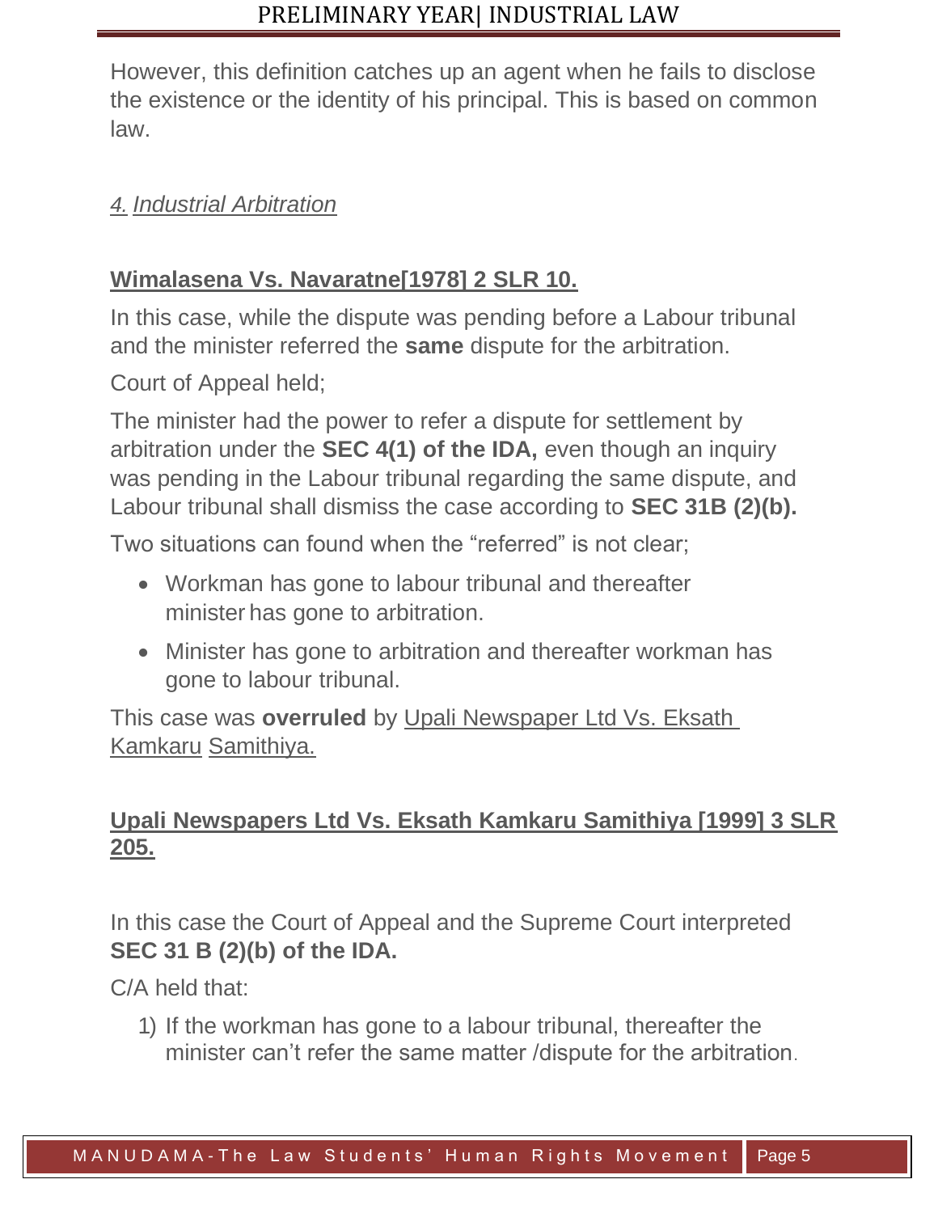However, this definition catches up an agent when he fails to disclose the existence or the identity of his principal. This is based on common law.

## *4. Industrial Arbitration*

### Wimalasena Vs. Navaratne[1978] 2 SLR 10.

In this case, while the dispute was pending before a Labour tribunal and the minister referred the **same** dispute for the arbitration.

Court of Appeal held;

The minister had the power to refer a dispute for settlement by arbitration under the **SEC 4(1) of the IDA,** even though an inquiry was pending in the Labour tribunal regarding the same dispute, and Labour tribunal shall dismiss the case according to **SEC 31B (2)(b).**

Two situations can found when the "referred" is not clear;

- Workman has gone to labour tribunal and thereafter minister has gone to arbitration.
- Minister has gone to arbitration and thereafter workman has gone to labour tribunal.

This case was **overruled** by Upali Newspaper Ltd Vs. Eksath Kamkaru Samithiya.

### Upali Newspapers Ltd Vs. Eksath Kamkaru Samithiya [1999] 3 SLR 205.

In this case the Court of Appeal and the Supreme Court interpreted **SEC 31 B (2)(b) of the IDA.**

C/A held that:

1) If the workman has gone to a labour tribunal, thereafter the minister can't refer the same matter /dispute for the arbitration.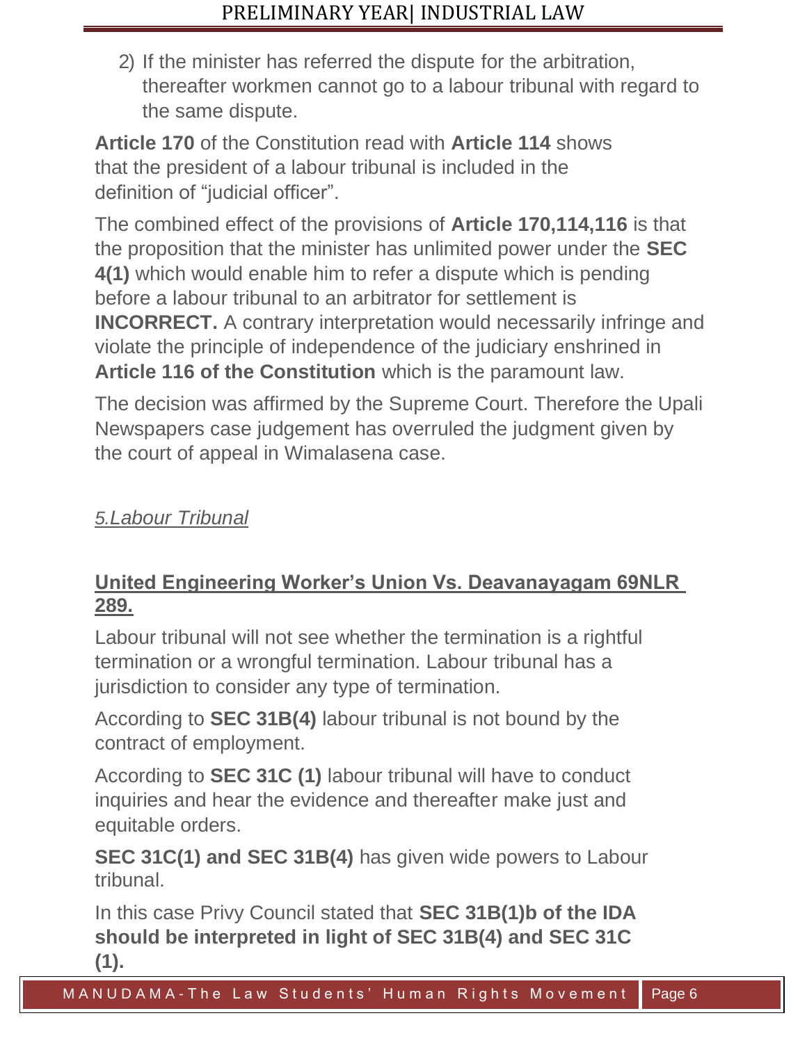2) If the minister has referred the dispute for the arbitration, thereafter workmen cannot go to a labour tribunal with regard to the same dispute.

**Article 170** of the Constitution read with **Article 114** shows that the president of a labour tribunal is included in the definition of "judicial officer".

The combined effect of the provisions of **Article 170,114,116** is that the proposition that the minister has unlimited power under the **SEC 4(1)** which would enable him to refer a dispute which is pending before a labour tribunal to an arbitrator for settlement is **INCORRECT.** A contrary interpretation would necessarily infringe and violate the principle of independence of the judiciary enshrined in **Article 116 of the Constitution** which is the paramount law.

The decision was affirmed by the Supreme Court. Therefore the Upali Newspapers case judgement has overruled the judgment given by the court of appeal in Wimalasena case.

## *5.Labour Tribunal*

### **United Engineering Worker's Union Vs. Deavanayagam 69NLR 289.**

Labour tribunal will not see whether the termination is a rightful termination or a wrongful termination. Labour tribunal has a jurisdiction to consider any type of termination.

According to **SEC 31B(4)** labour tribunal is not bound by the contract of employment.

According to **SEC 31C (1)** labour tribunal will have to conduct inquiries and hear the evidence and thereafter make just and equitable orders.

**SEC 31C(1) and SEC 31B(4)** has given wide powers to Labour tribunal.

In this case Privy Council stated that **SEC 31B(1)b of the IDA should be interpreted in light of SEC 31B(4) and SEC 31C (1).**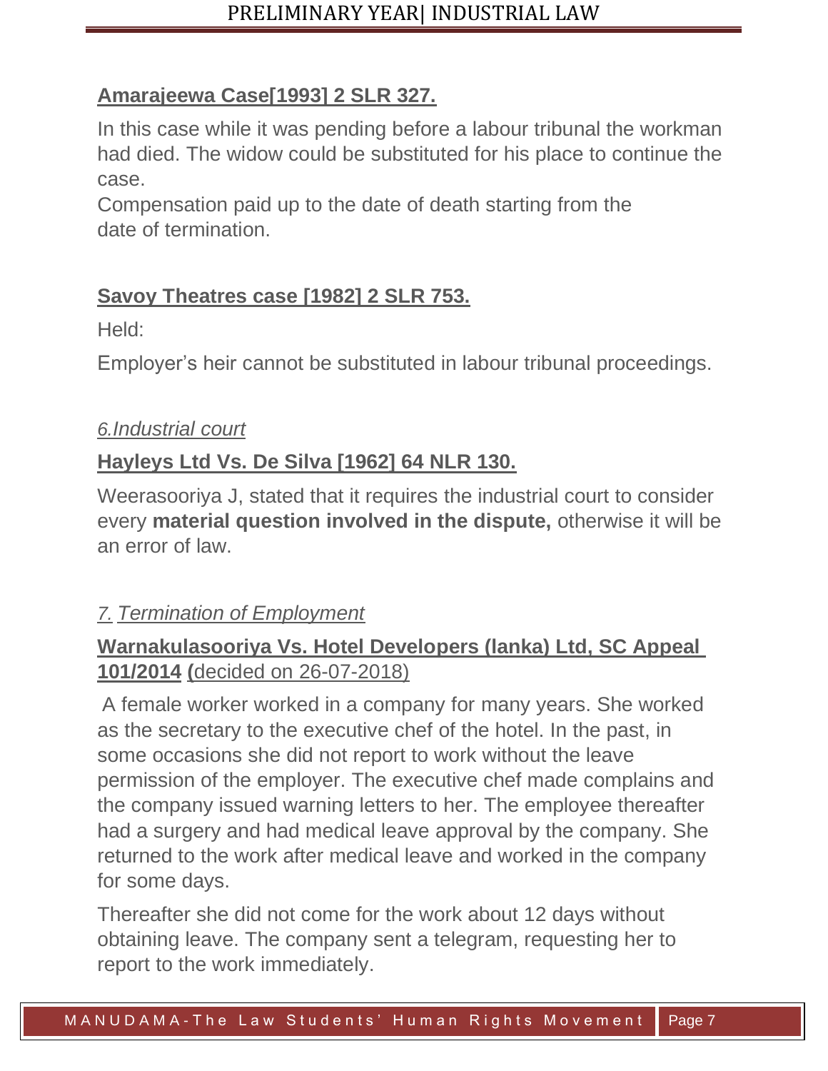**Amarajeewa Case[1993] 2 SLR 327.**

In this case while it was pending before a labour tribunal the workman had died. The widow could be substituted for his place to continue the case.
Compensation paid up to the date of death starting from the date of termination.

**Savoy Theatres case [1982] 2 SLR 753.**

Held:

Employer's heir cannot be substituted in labour tribunal proceedings.

*6.Industrial court*

**Hayleys Ltd Vs. De Silva [1962] 64 NLR 130.**

Weerasooriya J, stated that it requires the industrial court to consider every **material question involved in the dispute,** otherwise it will be an error of law.

*7. Termination of Employment*

**Warnakulasooriya Vs. Hotel Developers (lanka) Ltd, SC Appeal 101/2014** (decided on 26-07-2018)

A female worker worked in a company for many years. She worked as the secretary to the executive chef of the hotel. In the past, in some occasions she did not report to work without the leave permission of the employer. The executive chef made complains and the company issued warning letters to her. The employee thereafter had a surgery and had medical leave approval by the company. She returned to the work after medical leave and worked in the company for some days.

Thereafter she did not come for the work about 12 days without obtaining leave. The company sent a telegram, requesting her to report to the work immediately.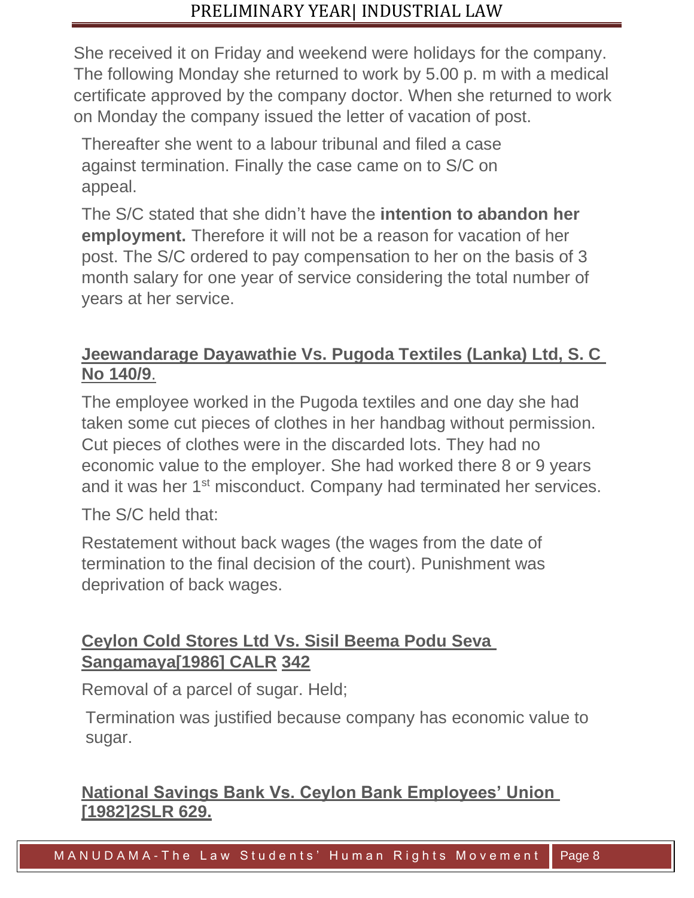She received it on Friday and weekend were holidays for the company. The following Monday she returned to work by 5.00 p. m with a medical certificate approved by the company doctor. When she returned to work on Monday the company issued the letter of vacation of post.

Thereafter she went to a labour tribunal and filed a case against termination. Finally the case came on to S/C on appeal.

The S/C stated that she didn't have the **intention to abandon her employment.** Therefore it will not be a reason for vacation of her post. The S/C ordered to pay compensation to her on the basis of 3 month salary for one year of service considering the total number of years at her service.

### Jeewandarage Dayawathie Vs. Pugoda Textiles (Lanka) Ltd, S. C No 140/9.

The employee worked in the Pugoda textiles and one day she had taken some cut pieces of clothes in her handbag without permission. Cut pieces of clothes were in the discarded lots. They had no economic value to the employer. She had worked there 8 or 9 years and it was her 1st misconduct. Company had terminated her services.

The S/C held that:

Restatement without back wages (the wages from the date of termination to the final decision of the court). Punishment was deprivation of back wages.

### Ceylon Cold Stores Ltd Vs. Sisil Beema Podu Seva Sangamaya[1986] CALR 342

Removal of a parcel of sugar. Held;

Termination was justified because company has economic value to sugar.

### National Savings Bank Vs. Ceylon Bank Employees' Union [1982]2SLR 629.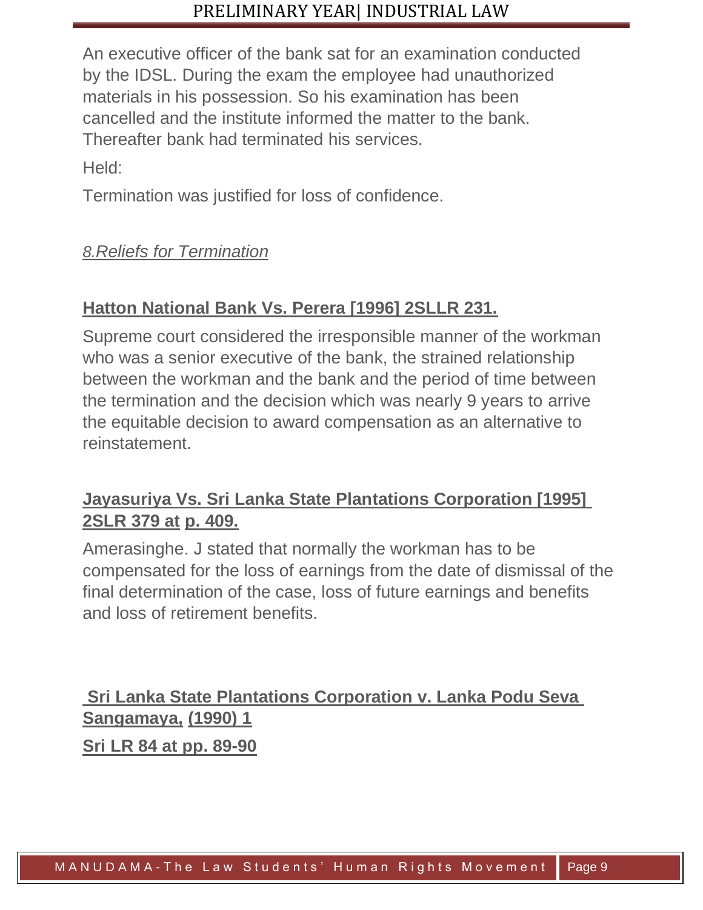An executive officer of the bank sat for an examination conducted by the IDSL. During the exam the employee had unauthorized materials in his possession. So his examination has been cancelled and the institute informed the matter to the bank. Thereafter bank had terminated his services.

Held:

Termination was justified for loss of confidence.

*8.Reliefs for Termination*

**Hatton National Bank Vs. Perera [1996] 2SLLR 231.**

Supreme court considered the irresponsible manner of the workman who was a senior executive of the bank, the strained relationship between the workman and the bank and the period of time between the termination and the decision which was nearly 9 years to arrive the equitable decision to award compensation as an alternative to reinstatement.

**Jayasuriya Vs. Sri Lanka State Plantations Corporation [1995] 2SLR 379 at p. 409.**

Amerasinghe. J stated that normally the workman has to be compensated for the loss of earnings from the date of dismissal of the final determination of the case, loss of future earnings and benefits and loss of retirement benefits.

**Sri Lanka State Plantations Corporation v. Lanka Podu Seva Sangamaya, (1990) 1 Sri LR 84 at pp. 89-90**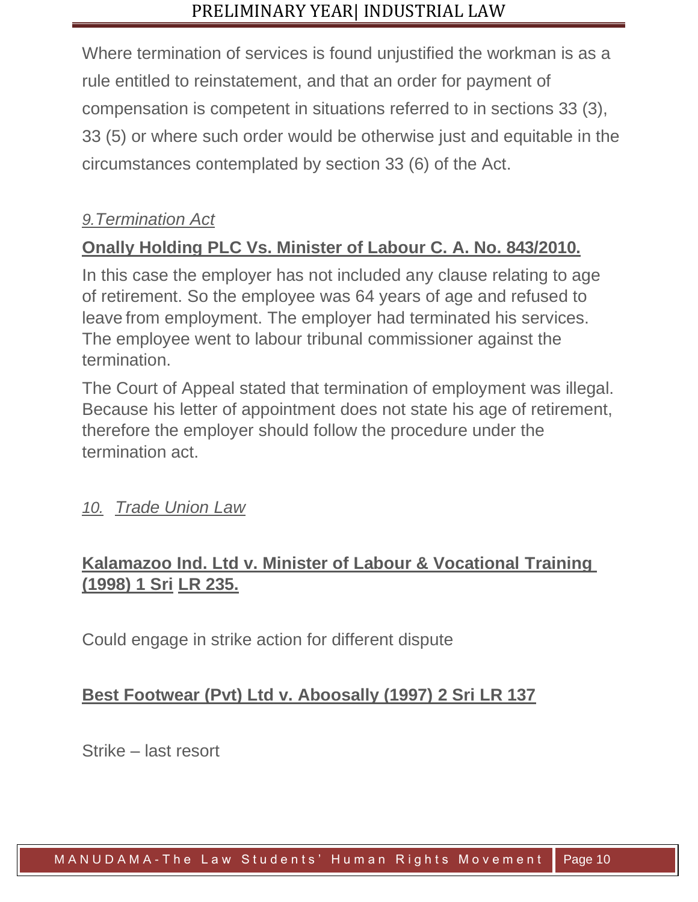Where termination of services is found unjustified the workman is as a rule entitled to reinstatement, and that an order for payment of compensation is competent in situations referred to in sections 33 (3), 33 (5) or where such order would be otherwise just and equitable in the circumstances contemplated by section 33 (6) of the Act.

### *9.Termination Act*

**Onally Holding PLC Vs. Minister of Labour C. A. No. 843/2010.**

In this case the employer has not included any clause relating to age of retirement. So the employee was 64 years of age and refused to leave from employment. The employer had terminated his services. The employee went to labour tribunal commissioner against the termination.

The Court of Appeal stated that termination of employment was illegal. Because his letter of appointment does not state his age of retirement, therefore the employer should follow the procedure under the termination act.

### *10. Trade Union Law*

**Kalamazoo Ind. Ltd v. Minister of Labour & Vocational Training (1998) 1 Sri LR 235.**

Could engage in strike action for different dispute

**Best Footwear (Pvt) Ltd v. Aboosally (1997) 2 Sri LR 137**

Strike – last resort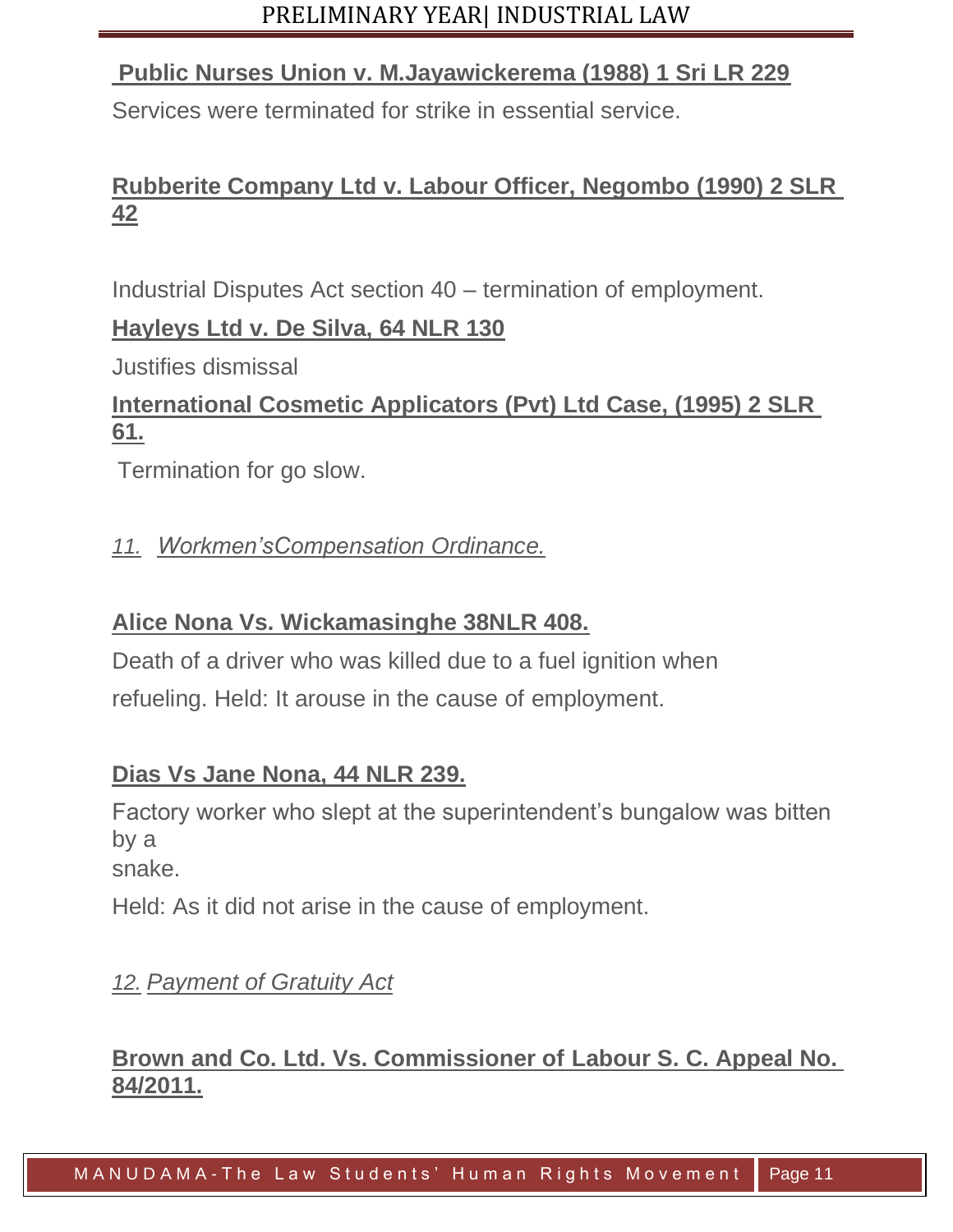**Public Nurses Union v. M.Jayawickerema (1988) 1 Sri LR 229**

Services were terminated for strike in essential service.

**Rubberite Company Ltd v. Labour Officer, Negombo (1990) 2 SLR 42**

Industrial Disputes Act section 40 – termination of employment.

**Hayleys Ltd v. De Silva, 64 NLR 130**

Justifies dismissal

**International Cosmetic Applicators (Pvt) Ltd Case, (1995) 2 SLR 61.**

Termination for go slow.

*11. Workmen'sCompensation Ordinance.*

**Alice Nona Vs. Wickamasinghe 38NLR 408.**

Death of a driver who was killed due to a fuel ignition when refueling. Held: It arouse in the cause of employment.

**Dias Vs Jane Nona, 44 NLR 239.**

Factory worker who slept at the superintendent's bungalow was bitten by a snake.

Held: As it did not arise in the cause of employment.

*12. Payment of Gratuity Act*

**Brown and Co. Ltd. Vs. Commissioner of Labour S. C. Appeal No. 84/2011.**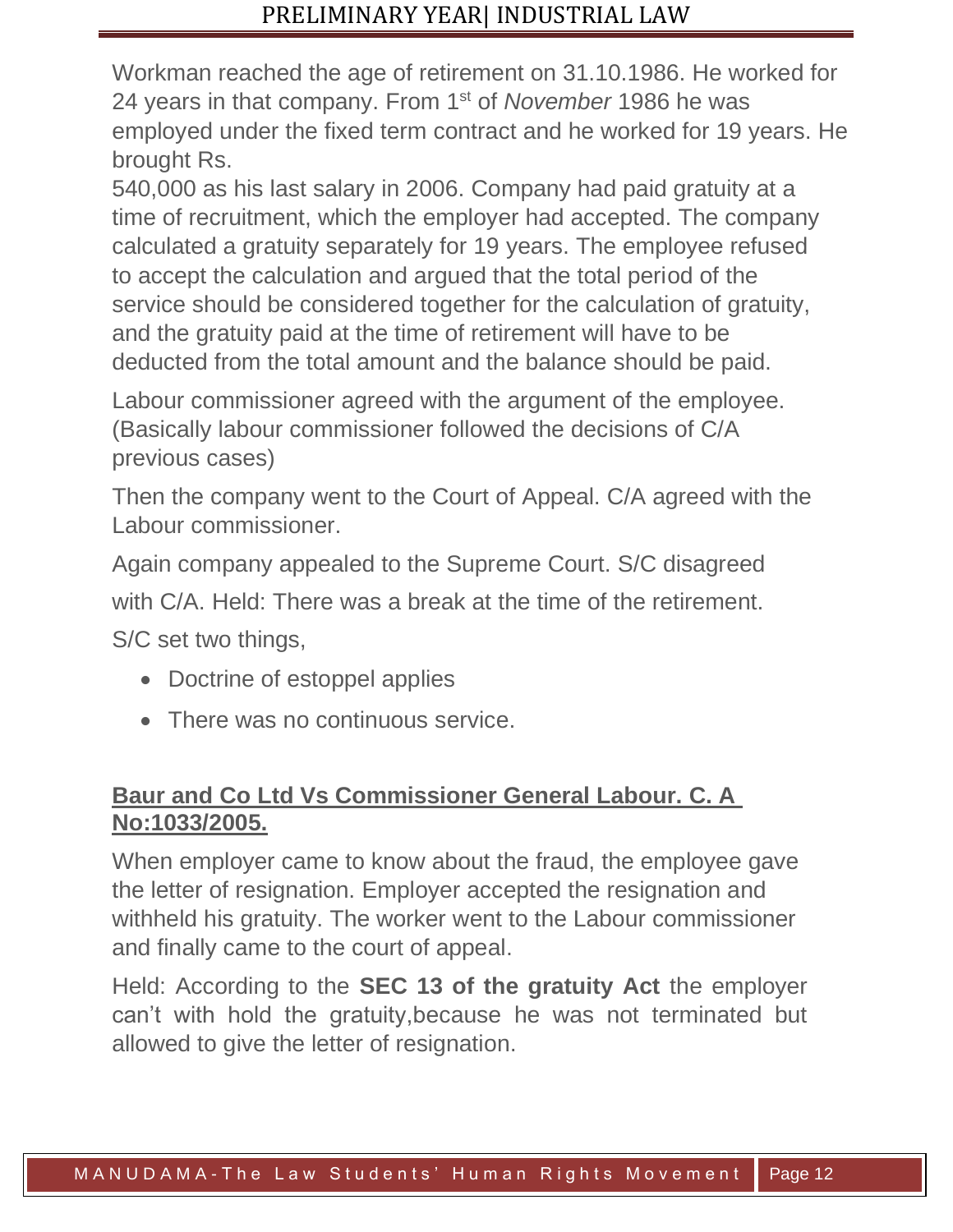Workman reached the age of retirement on 31.10.1986. He worked for 24 years in that company. From 1st of *November* 1986 he was employed under the fixed term contract and he worked for 19 years. He brought Rs.
540,000 as his last salary in 2006. Company had paid gratuity at a time of recruitment, which the employer had accepted. The company calculated a gratuity separately for 19 years. The employee refused to accept the calculation and argued that the total period of the service should be considered together for the calculation of gratuity, and the gratuity paid at the time of retirement will have to be deducted from the total amount and the balance should be paid.

Labour commissioner agreed with the argument of the employee. (Basically labour commissioner followed the decisions of C/A previous cases)

Then the company went to the Court of Appeal. C/A agreed with the Labour commissioner.

Again company appealed to the Supreme Court. S/C disagreed

with C/A. Held: There was a break at the time of the retirement.

S/C set two things,

- Doctrine of estoppel applies
- There was no continuous service.

**Baur and Co Ltd Vs Commissioner General Labour. C. A No:1033/2005.**

When employer came to know about the fraud, the employee gave the letter of resignation. Employer accepted the resignation and withheld his gratuity. The worker went to the Labour commissioner and finally came to the court of appeal.

Held: According to the **SEC 13 of the gratuity Act** the employer can't with hold the gratuity,because he was not terminated but allowed to give the letter of resignation.